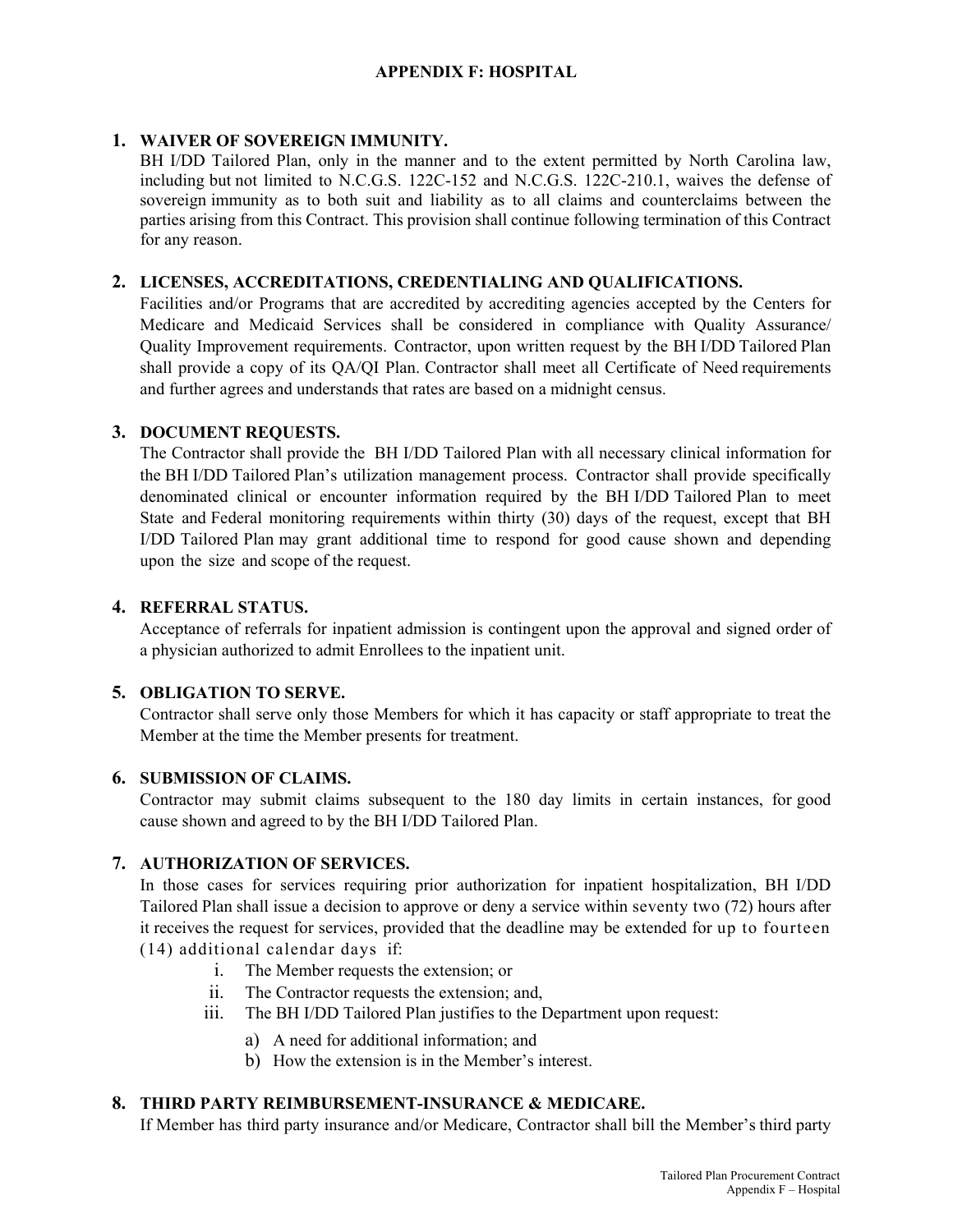# APPENDIX F: HOSPITAL

## 1. WAIVER OF SOVEREIGN IMMUNITY.

BH I/DD Tailored Plan, only in the manner and to the extent permitted by North Carolina law, including but not limited to N.C.G.S. 122C-152 and N.C.G.S. 122C-210.1, waives the defense of sovereign immunity as to both suit and liability as to all claims and counterclaims between the parties arising from this Contract. This provision shall continue following termination of this Contract for any reason.

## 2. LICENSES, ACCREDITATIONS, CREDENTIALING AND QUALIFICATIONS.

Facilities and/or Programs that are accredited by accrediting agencies accepted by the Centers for Medicare and Medicaid Services shall be considered in compliance with Quality Assurance/ Quality Improvement requirements. Contractor, upon written request by the BH I/DD Tailored Plan shall provide a copy of its QA/QI Plan. Contractor shall meet all Certificate of Need requirements and further agrees and understands that rates are based on a midnight census.

## 3. DOCUMENT REQUESTS.

The Contractor shall provide the BH I/DD Tailored Plan with all necessary clinical information for the BH I/DD Tailored Plan's utilization management process. Contractor shall provide specifically denominated clinical or encounter information required by the BH I/DD Tailored Plan to meet State and Federal monitoring requirements within thirty (30) days of the request, except that BH I/DD Tailored Plan may grant additional time to respond for good cause shown and depending upon the size and scope of the request.

## 4. REFERRAL STATUS.

Acceptance of referrals for inpatient admission is contingent upon the approval and signed order of a physician authorized to admit Enrollees to the inpatient unit.

## 5. OBLIGATION TO SERVE.

Contractor shall serve only those Members for which it has capacity or staff appropriate to treat the Member at the time the Member presents for treatment.

## 6. SUBMISSION OF CLAIMS.

Contractor may submit claims subsequent to the 180 day limits in certain instances, for good cause shown and agreed to by the BH I/DD Tailored Plan.

## 7. AUTHORIZATION OF SERVICES.

In those cases for services requiring prior authorization for inpatient hospitalization, BH I/DD Tailored Plan shall issue a decision to approve or deny a service within seventy two (72) hours after it receives the request for services, provided that the deadline may be extended for up to fourteen (14) additional calendar days if:

- i. The Member requests the extension; or
- ii. The Contractor requests the extension; and,
- iii. The BH I/DD Tailored Plan justifies to the Department upon request:
  - a) A need for additional information; and
  - b) How the extension is in the Member's interest.

## 8. THIRD PARTY REIMBURSEMENT-INSURANCE & MEDICARE.

If Member has third party insurance and/or Medicare, Contractor shall bill the Member's third party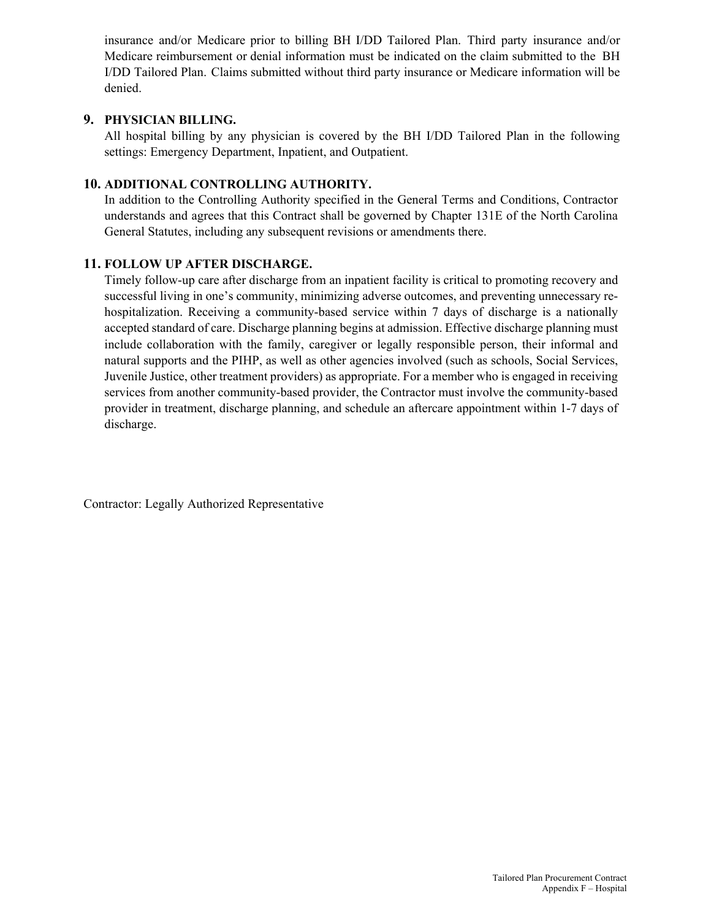insurance and/or Medicare prior to billing BH I/DD Tailored Plan. Third party insurance and/or Medicare reimbursement or denial information must be indicated on the claim submitted to the BH I/DD Tailored Plan. Claims submitted without third party insurance or Medicare information will be denied.

**9. PHYSICIAN BILLING.**

All hospital billing by any physician is covered by the BH I/DD Tailored Plan in the following settings: Emergency Department, Inpatient, and Outpatient.

**10. ADDITIONAL CONTROLLING AUTHORITY.**

In addition to the Controlling Authority specified in the General Terms and Conditions, Contractor understands and agrees that this Contract shall be governed by Chapter 131E of the North Carolina General Statutes, including any subsequent revisions or amendments there.

**11. FOLLOW UP AFTER DISCHARGE.**

Timely follow-up care after discharge from an inpatient facility is critical to promoting recovery and successful living in one's community, minimizing adverse outcomes, and preventing unnecessary re-hospitalization. Receiving a community-based service within 7 days of discharge is a nationally accepted standard of care. Discharge planning begins at admission. Effective discharge planning must include collaboration with the family, caregiver or legally responsible person, their informal and natural supports and the PIHP, as well as other agencies involved (such as schools, Social Services, Juvenile Justice, other treatment providers) as appropriate. For a member who is engaged in receiving services from another community-based provider, the Contractor must involve the community-based provider in treatment, discharge planning, and schedule an aftercare appointment within 1-7 days of discharge.

Contractor: Legally Authorized Representative